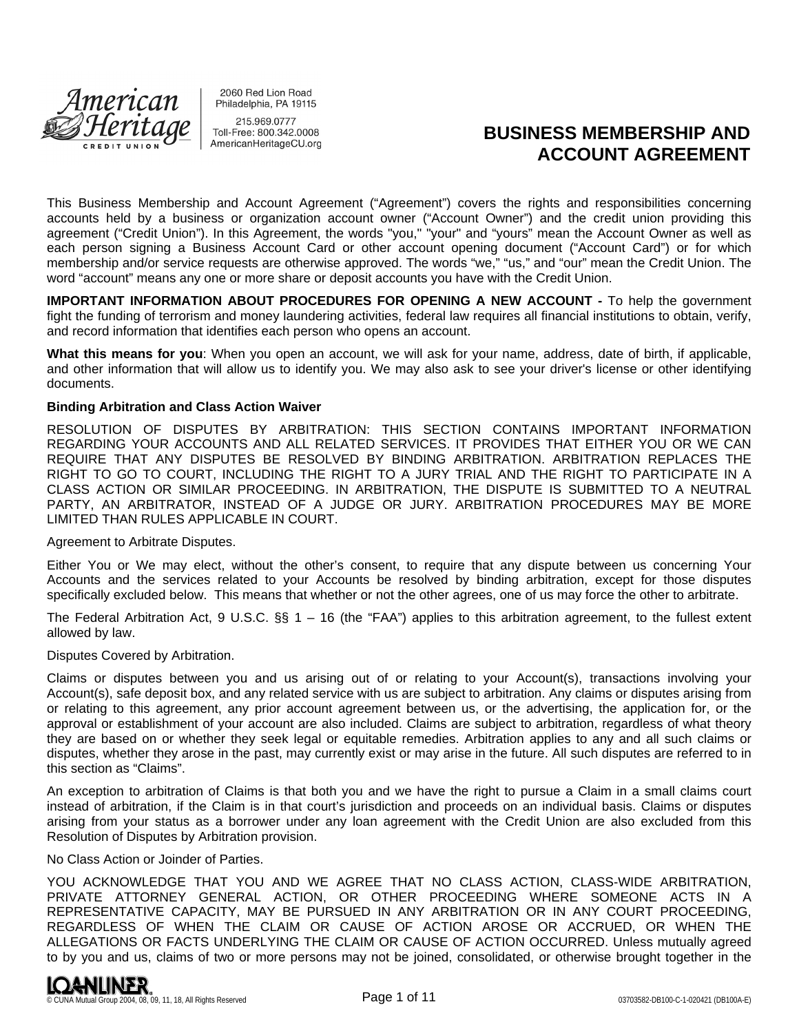American Heritage Credit Union

2060 Red Lion Road
Philadelphia, PA 19115

215.969.0777
Toll-Free: 800.342.0008
AmericanHeritageCU.org

# BUSINESS MEMBERSHIP AND ACCOUNT AGREEMENT

This Business Membership and Account Agreement ("Agreement") covers the rights and responsibilities concerning accounts held by a business or organization account owner ("Account Owner") and the credit union providing this agreement ("Credit Union"). In this Agreement, the words "you," "your" and "yours" mean the Account Owner as well as each person signing a Business Account Card or other account opening document ("Account Card") or for which membership and/or service requests are otherwise approved. The words "we," "us," and "our" mean the Credit Union. The word "account" means any one or more share or deposit accounts you have with the Credit Union.

**IMPORTANT INFORMATION ABOUT PROCEDURES FOR OPENING A NEW ACCOUNT -** To help the government fight the funding of terrorism and money laundering activities, federal law requires all financial institutions to obtain, verify, and record information that identifies each person who opens an account.

**What this means for you**: When you open an account, we will ask for your name, address, date of birth, if applicable, and other information that will allow us to identify you. We may also ask to see your driver's license or other identifying documents.

**Binding Arbitration and Class Action Waiver**

RESOLUTION OF DISPUTES BY ARBITRATION: THIS SECTION CONTAINS IMPORTANT INFORMATION REGARDING YOUR ACCOUNTS AND ALL RELATED SERVICES. IT PROVIDES THAT EITHER YOU OR WE CAN REQUIRE THAT ANY DISPUTES BE RESOLVED BY BINDING ARBITRATION. ARBITRATION REPLACES THE RIGHT TO GO TO COURT, INCLUDING THE RIGHT TO A JURY TRIAL AND THE RIGHT TO PARTICIPATE IN A CLASS ACTION OR SIMILAR PROCEEDING. IN ARBITRATION, THE DISPUTE IS SUBMITTED TO A NEUTRAL PARTY, AN ARBITRATOR, INSTEAD OF A JUDGE OR JURY. ARBITRATION PROCEDURES MAY BE MORE LIMITED THAN RULES APPLICABLE IN COURT.

Agreement to Arbitrate Disputes.

Either You or We may elect, without the other's consent, to require that any dispute between us concerning Your Accounts and the services related to your Accounts be resolved by binding arbitration, except for those disputes specifically excluded below. This means that whether or not the other agrees, one of us may force the other to arbitrate.

The Federal Arbitration Act, 9 U.S.C. §§ 1 – 16 (the "FAA") applies to this arbitration agreement, to the fullest extent allowed by law.

Disputes Covered by Arbitration.

Claims or disputes between you and us arising out of or relating to your Account(s), transactions involving your Account(s), safe deposit box, and any related service with us are subject to arbitration. Any claims or disputes arising from or relating to this agreement, any prior account agreement between us, or the advertising, the application for, or the approval or establishment of your account are also included. Claims are subject to arbitration, regardless of what theory they are based on or whether they seek legal or equitable remedies. Arbitration applies to any and all such claims or disputes, whether they arose in the past, may currently exist or may arise in the future. All such disputes are referred to in this section as "Claims".

An exception to arbitration of Claims is that both you and we have the right to pursue a Claim in a small claims court instead of arbitration, if the Claim is in that court's jurisdiction and proceeds on an individual basis. Claims or disputes arising from your status as a borrower under any loan agreement with the Credit Union are also excluded from this Resolution of Disputes by Arbitration provision.

No Class Action or Joinder of Parties.

YOU ACKNOWLEDGE THAT YOU AND WE AGREE THAT NO CLASS ACTION, CLASS-WIDE ARBITRATION, PRIVATE ATTORNEY GENERAL ACTION, OR OTHER PROCEEDING WHERE SOMEONE ACTS IN A REPRESENTATIVE CAPACITY, MAY BE PURSUED IN ANY ARBITRATION OR IN ANY COURT PROCEEDING, REGARDLESS OF WHEN THE CLAIM OR CAUSE OF ACTION AROSE OR ACCRUED, OR WHEN THE ALLEGATIONS OR FACTS UNDERLYING THE CLAIM OR CAUSE OF ACTION OCCURRED. Unless mutually agreed to by you and us, claims of two or more persons may not be joined, consolidated, or otherwise brought together in the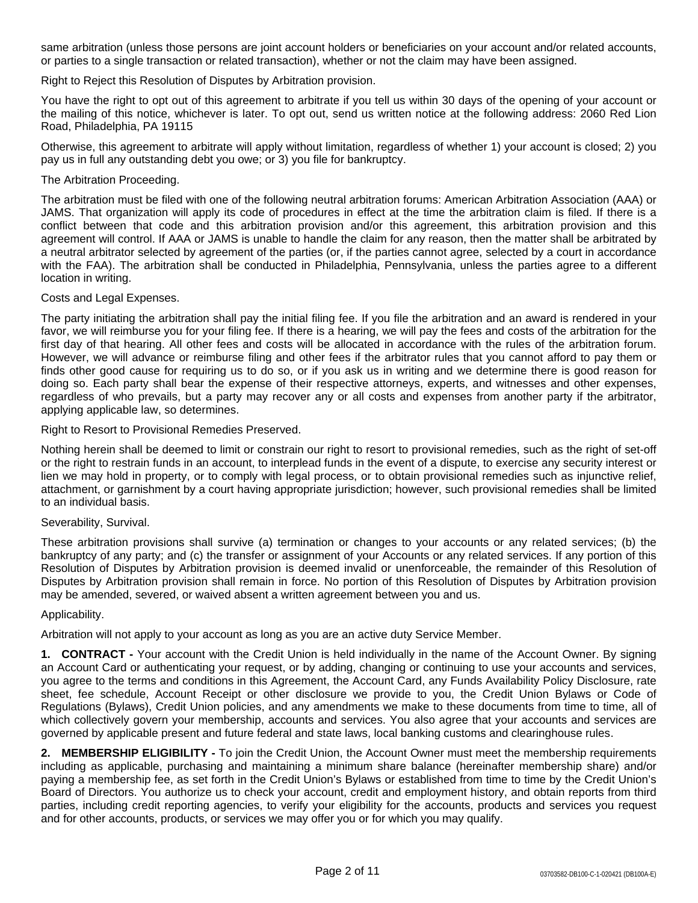same arbitration (unless those persons are joint account holders or beneficiaries on your account and/or related accounts, or parties to a single transaction or related transaction), whether or not the claim may have been assigned.

Right to Reject this Resolution of Disputes by Arbitration provision.

You have the right to opt out of this agreement to arbitrate if you tell us within 30 days of the opening of your account or the mailing of this notice, whichever is later. To opt out, send us written notice at the following address: 2060 Red Lion Road, Philadelphia, PA 19115

Otherwise, this agreement to arbitrate will apply without limitation, regardless of whether 1) your account is closed; 2) you pay us in full any outstanding debt you owe; or 3) you file for bankruptcy.

The Arbitration Proceeding.

The arbitration must be filed with one of the following neutral arbitration forums: American Arbitration Association (AAA) or JAMS. That organization will apply its code of procedures in effect at the time the arbitration claim is filed. If there is a conflict between that code and this arbitration provision and/or this agreement, this arbitration provision and this agreement will control. If AAA or JAMS is unable to handle the claim for any reason, then the matter shall be arbitrated by a neutral arbitrator selected by agreement of the parties (or, if the parties cannot agree, selected by a court in accordance with the FAA). The arbitration shall be conducted in Philadelphia, Pennsylvania, unless the parties agree to a different location in writing.

Costs and Legal Expenses.

The party initiating the arbitration shall pay the initial filing fee. If you file the arbitration and an award is rendered in your favor, we will reimburse you for your filing fee. If there is a hearing, we will pay the fees and costs of the arbitration for the first day of that hearing. All other fees and costs will be allocated in accordance with the rules of the arbitration forum. However, we will advance or reimburse filing and other fees if the arbitrator rules that you cannot afford to pay them or finds other good cause for requiring us to do so, or if you ask us in writing and we determine there is good reason for doing so. Each party shall bear the expense of their respective attorneys, experts, and witnesses and other expenses, regardless of who prevails, but a party may recover any or all costs and expenses from another party if the arbitrator, applying applicable law, so determines.

Right to Resort to Provisional Remedies Preserved.

Nothing herein shall be deemed to limit or constrain our right to resort to provisional remedies, such as the right of set-off or the right to restrain funds in an account, to interplead funds in the event of a dispute, to exercise any security interest or lien we may hold in property, or to comply with legal process, or to obtain provisional remedies such as injunctive relief, attachment, or garnishment by a court having appropriate jurisdiction; however, such provisional remedies shall be limited to an individual basis.

Severability, Survival.

These arbitration provisions shall survive (a) termination or changes to your accounts or any related services; (b) the bankruptcy of any party; and (c) the transfer or assignment of your Accounts or any related services. If any portion of this Resolution of Disputes by Arbitration provision is deemed invalid or unenforceable, the remainder of this Resolution of Disputes by Arbitration provision shall remain in force. No portion of this Resolution of Disputes by Arbitration provision may be amended, severed, or waived absent a written agreement between you and us.

Applicability.

Arbitration will not apply to your account as long as you are an active duty Service Member.

**1. CONTRACT -** Your account with the Credit Union is held individually in the name of the Account Owner. By signing an Account Card or authenticating your request, or by adding, changing or continuing to use your accounts and services, you agree to the terms and conditions in this Agreement, the Account Card, any Funds Availability Policy Disclosure, rate sheet, fee schedule, Account Receipt or other disclosure we provide to you, the Credit Union Bylaws or Code of Regulations (Bylaws), Credit Union policies, and any amendments we make to these documents from time to time, all of which collectively govern your membership, accounts and services. You also agree that your accounts and services are governed by applicable present and future federal and state laws, local banking customs and clearinghouse rules.

**2. MEMBERSHIP ELIGIBILITY -** To join the Credit Union, the Account Owner must meet the membership requirements including as applicable, purchasing and maintaining a minimum share balance (hereinafter membership share) and/or paying a membership fee, as set forth in the Credit Union's Bylaws or established from time to time by the Credit Union's Board of Directors. You authorize us to check your account, credit and employment history, and obtain reports from third parties, including credit reporting agencies, to verify your eligibility for the accounts, products and services you request and for other accounts, products, or services we may offer you or for which you may qualify.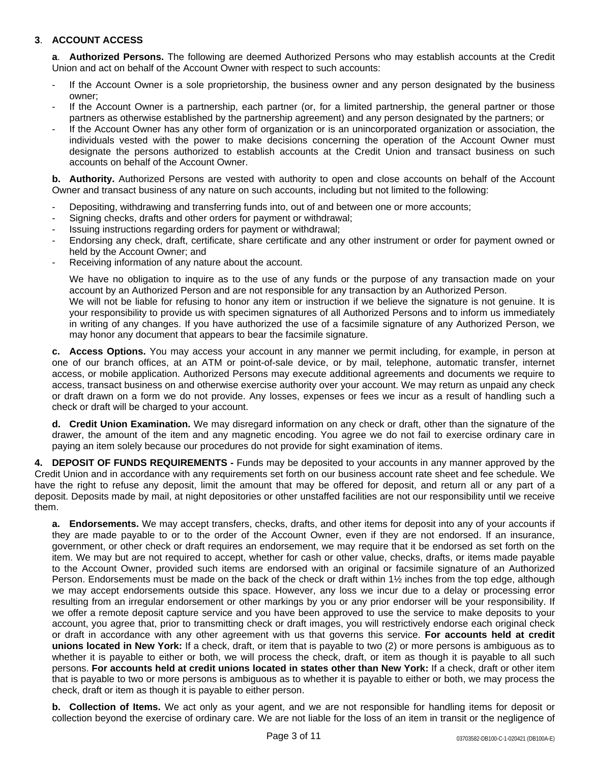## 3. ACCOUNT ACCESS

**a. Authorized Persons.** The following are deemed Authorized Persons who may establish accounts at the Credit Union and act on behalf of the Account Owner with respect to such accounts:

- If the Account Owner is a sole proprietorship, the business owner and any person designated by the business owner;
- If the Account Owner is a partnership, each partner (or, for a limited partnership, the general partner or those partners as otherwise established by the partnership agreement) and any person designated by the partners; or
- If the Account Owner has any other form of organization or is an unincorporated organization or association, the individuals vested with the power to make decisions concerning the operation of the Account Owner must designate the persons authorized to establish accounts at the Credit Union and transact business on such accounts on behalf of the Account Owner.

**b. Authority.** Authorized Persons are vested with authority to open and close accounts on behalf of the Account Owner and transact business of any nature on such accounts, including but not limited to the following:

- Depositing, withdrawing and transferring funds into, out of and between one or more accounts;
- Signing checks, drafts and other orders for payment or withdrawal;
- Issuing instructions regarding orders for payment or withdrawal;
- Endorsing any check, draft, certificate, share certificate and any other instrument or order for payment owned or held by the Account Owner; and
- Receiving information of any nature about the account.

We have no obligation to inquire as to the use of any funds or the purpose of any transaction made on your account by an Authorized Person and are not responsible for any transaction by an Authorized Person. We will not be liable for refusing to honor any item or instruction if we believe the signature is not genuine. It is your responsibility to provide us with specimen signatures of all Authorized Persons and to inform us immediately in writing of any changes. If you have authorized the use of a facsimile signature of any Authorized Person, we may honor any document that appears to bear the facsimile signature.

**c. Access Options.** You may access your account in any manner we permit including, for example, in person at one of our branch offices, at an ATM or point-of-sale device, or by mail, telephone, automatic transfer, internet access, or mobile application. Authorized Persons may execute additional agreements and documents we require to access, transact business on and otherwise exercise authority over your account. We may return as unpaid any check or draft drawn on a form we do not provide. Any losses, expenses or fees we incur as a result of handling such a check or draft will be charged to your account.

**d. Credit Union Examination.** We may disregard information on any check or draft, other than the signature of the drawer, the amount of the item and any magnetic encoding. You agree we do not fail to exercise ordinary care in paying an item solely because our procedures do not provide for sight examination of items.

**4. DEPOSIT OF FUNDS REQUIREMENTS -** Funds may be deposited to your accounts in any manner approved by the Credit Union and in accordance with any requirements set forth on our business account rate sheet and fee schedule. We have the right to refuse any deposit, limit the amount that may be offered for deposit, and return all or any part of a deposit. Deposits made by mail, at night depositories or other unstaffed facilities are not our responsibility until we receive them.

**a. Endorsements.** We may accept transfers, checks, drafts, and other items for deposit into any of your accounts if they are made payable to or to the order of the Account Owner, even if they are not endorsed. If an insurance, government, or other check or draft requires an endorsement, we may require that it be endorsed as set forth on the item. We may but are not required to accept, whether for cash or other value, checks, drafts, or items made payable to the Account Owner, provided such items are endorsed with an original or facsimile signature of an Authorized Person. Endorsements must be made on the back of the check or draft within 1½ inches from the top edge, although we may accept endorsements outside this space. However, any loss we incur due to a delay or processing error resulting from an irregular endorsement or other markings by you or any prior endorser will be your responsibility. If we offer a remote deposit capture service and you have been approved to use the service to make deposits to your account, you agree that, prior to transmitting check or draft images, you will restrictively endorse each original check or draft in accordance with any other agreement with us that governs this service. **For accounts held at credit unions located in New York:** If a check, draft, or item that is payable to two (2) or more persons is ambiguous as to whether it is payable to either or both, we will process the check, draft, or item as though it is payable to all such persons. **For accounts held at credit unions located in states other than New York:** If a check, draft or other item that is payable to two or more persons is ambiguous as to whether it is payable to either or both, we may process the check, draft or item as though it is payable to either person.

**b. Collection of Items.** We act only as your agent, and we are not responsible for handling items for deposit or collection beyond the exercise of ordinary care. We are not liable for the loss of an item in transit or the negligence of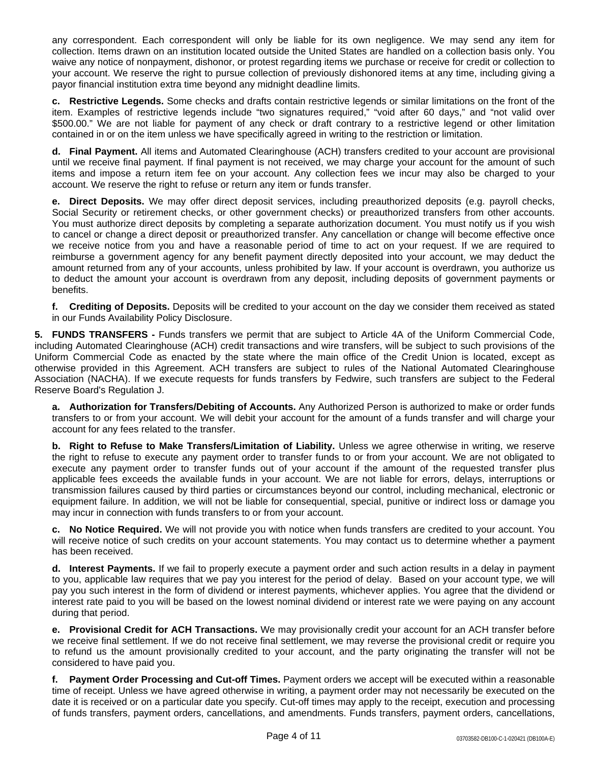any correspondent. Each correspondent will only be liable for its own negligence. We may send any item for collection. Items drawn on an institution located outside the United States are handled on a collection basis only. You waive any notice of nonpayment, dishonor, or protest regarding items we purchase or receive for credit or collection to your account. We reserve the right to pursue collection of previously dishonored items at any time, including giving a payor financial institution extra time beyond any midnight deadline limits.

**c. Restrictive Legends.** Some checks and drafts contain restrictive legends or similar limitations on the front of the item. Examples of restrictive legends include "two signatures required," "void after 60 days," and "not valid over $500.00." We are not liable for payment of any check or draft contrary to a restrictive legend or other limitation contained in or on the item unless we have specifically agreed in writing to the restriction or limitation.

**d. Final Payment.** All items and Automated Clearinghouse (ACH) transfers credited to your account are provisional until we receive final payment. If final payment is not received, we may charge your account for the amount of such items and impose a return item fee on your account. Any collection fees we incur may also be charged to your account. We reserve the right to refuse or return any item or funds transfer.

**e. Direct Deposits.** We may offer direct deposit services, including preauthorized deposits (e.g. payroll checks, Social Security or retirement checks, or other government checks) or preauthorized transfers from other accounts. You must authorize direct deposits by completing a separate authorization document. You must notify us if you wish to cancel or change a direct deposit or preauthorized transfer. Any cancellation or change will become effective once we receive notice from you and have a reasonable period of time to act on your request. If we are required to reimburse a government agency for any benefit payment directly deposited into your account, we may deduct the amount returned from any of your accounts, unless prohibited by law. If your account is overdrawn, you authorize us to deduct the amount your account is overdrawn from any deposit, including deposits of government payments or benefits.

**f. Crediting of Deposits.** Deposits will be credited to your account on the day we consider them received as stated in our Funds Availability Policy Disclosure.

**5. FUNDS TRANSFERS -** Funds transfers we permit that are subject to Article 4A of the Uniform Commercial Code, including Automated Clearinghouse (ACH) credit transactions and wire transfers, will be subject to such provisions of the Uniform Commercial Code as enacted by the state where the main office of the Credit Union is located, except as otherwise provided in this Agreement. ACH transfers are subject to rules of the National Automated Clearinghouse Association (NACHA). If we execute requests for funds transfers by Fedwire, such transfers are subject to the Federal Reserve Board's Regulation J.

**a. Authorization for Transfers/Debiting of Accounts.** Any Authorized Person is authorized to make or order funds transfers to or from your account. We will debit your account for the amount of a funds transfer and will charge your account for any fees related to the transfer.

**b. Right to Refuse to Make Transfers/Limitation of Liability.** Unless we agree otherwise in writing, we reserve the right to refuse to execute any payment order to transfer funds to or from your account. We are not obligated to execute any payment order to transfer funds out of your account if the amount of the requested transfer plus applicable fees exceeds the available funds in your account. We are not liable for errors, delays, interruptions or transmission failures caused by third parties or circumstances beyond our control, including mechanical, electronic or equipment failure. In addition, we will not be liable for consequential, special, punitive or indirect loss or damage you may incur in connection with funds transfers to or from your account.

**c. No Notice Required.** We will not provide you with notice when funds transfers are credited to your account. You will receive notice of such credits on your account statements. You may contact us to determine whether a payment has been received.

**d. Interest Payments.** If we fail to properly execute a payment order and such action results in a delay in payment to you, applicable law requires that we pay you interest for the period of delay. Based on your account type, we will pay you such interest in the form of dividend or interest payments, whichever applies. You agree that the dividend or interest rate paid to you will be based on the lowest nominal dividend or interest rate we were paying on any account during that period.

**e. Provisional Credit for ACH Transactions.** We may provisionally credit your account for an ACH transfer before we receive final settlement. If we do not receive final settlement, we may reverse the provisional credit or require you to refund us the amount provisionally credited to your account, and the party originating the transfer will not be considered to have paid you.

**f. Payment Order Processing and Cut-off Times.** Payment orders we accept will be executed within a reasonable time of receipt. Unless we have agreed otherwise in writing, a payment order may not necessarily be executed on the date it is received or on a particular date you specify. Cut-off times may apply to the receipt, execution and processing of funds transfers, payment orders, cancellations, and amendments. Funds transfers, payment orders, cancellations,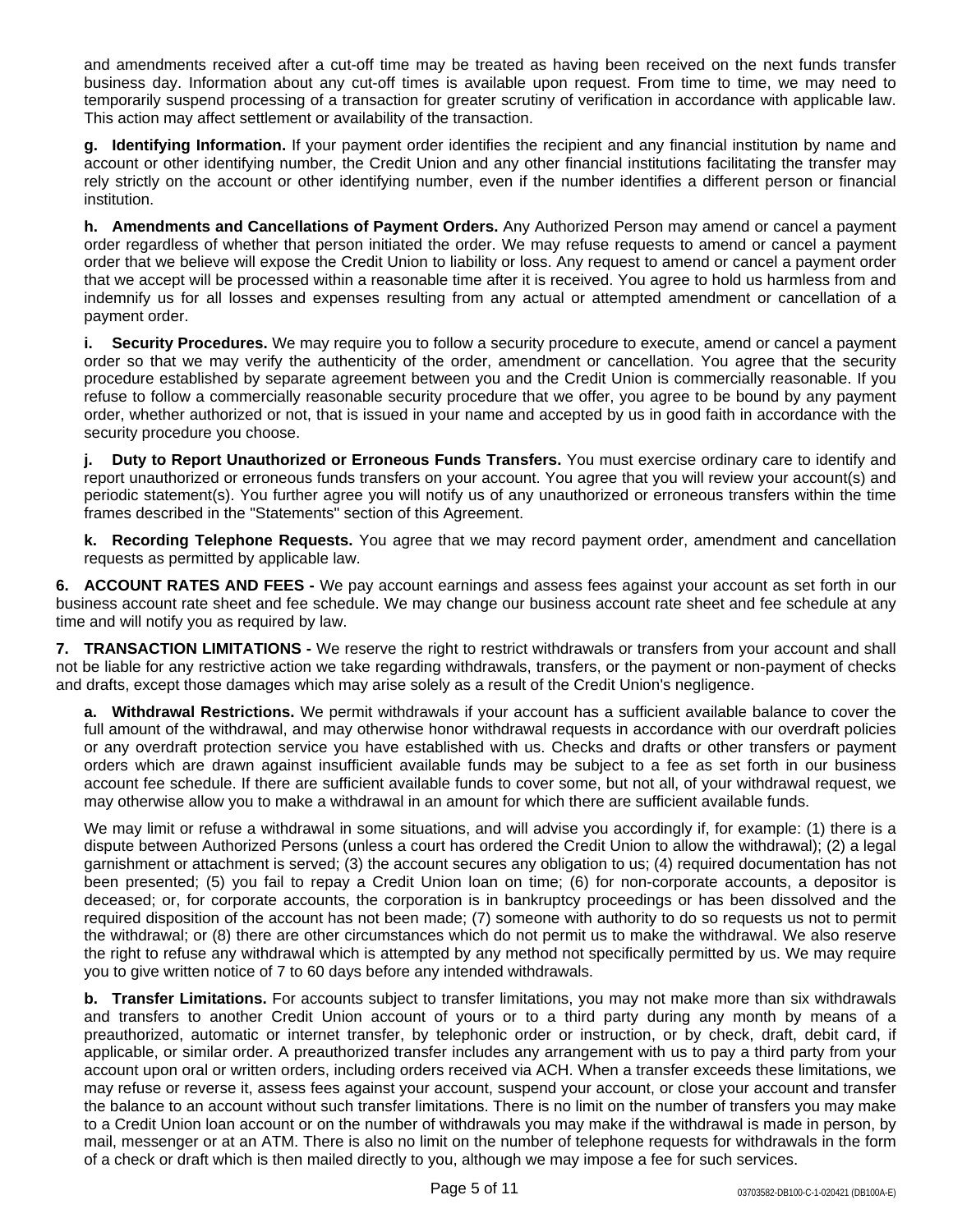and amendments received after a cut-off time may be treated as having been received on the next funds transfer business day. Information about any cut-off times is available upon request. From time to time, we may need to temporarily suspend processing of a transaction for greater scrutiny of verification in accordance with applicable law. This action may affect settlement or availability of the transaction.

**g. Identifying Information.** If your payment order identifies the recipient and any financial institution by name and account or other identifying number, the Credit Union and any other financial institutions facilitating the transfer may rely strictly on the account or other identifying number, even if the number identifies a different person or financial institution.

**h. Amendments and Cancellations of Payment Orders.** Any Authorized Person may amend or cancel a payment order regardless of whether that person initiated the order. We may refuse requests to amend or cancel a payment order that we believe will expose the Credit Union to liability or loss. Any request to amend or cancel a payment order that we accept will be processed within a reasonable time after it is received. You agree to hold us harmless from and indemnify us for all losses and expenses resulting from any actual or attempted amendment or cancellation of a payment order.

**i. Security Procedures.** We may require you to follow a security procedure to execute, amend or cancel a payment order so that we may verify the authenticity of the order, amendment or cancellation. You agree that the security procedure established by separate agreement between you and the Credit Union is commercially reasonable. If you refuse to follow a commercially reasonable security procedure that we offer, you agree to be bound by any payment order, whether authorized or not, that is issued in your name and accepted by us in good faith in accordance with the security procedure you choose.

**j. Duty to Report Unauthorized or Erroneous Funds Transfers.** You must exercise ordinary care to identify and report unauthorized or erroneous funds transfers on your account. You agree that you will review your account(s) and periodic statement(s). You further agree you will notify us of any unauthorized or erroneous transfers within the time frames described in the "Statements" section of this Agreement.

**k. Recording Telephone Requests.** You agree that we may record payment order, amendment and cancellation requests as permitted by applicable law.

**6. ACCOUNT RATES AND FEES -** We pay account earnings and assess fees against your account as set forth in our business account rate sheet and fee schedule. We may change our business account rate sheet and fee schedule at any time and will notify you as required by law.

**7. TRANSACTION LIMITATIONS -** We reserve the right to restrict withdrawals or transfers from your account and shall not be liable for any restrictive action we take regarding withdrawals, transfers, or the payment or non-payment of checks and drafts, except those damages which may arise solely as a result of the Credit Union's negligence.

**a. Withdrawal Restrictions.** We permit withdrawals if your account has a sufficient available balance to cover the full amount of the withdrawal, and may otherwise honor withdrawal requests in accordance with our overdraft policies or any overdraft protection service you have established with us. Checks and drafts or other transfers or payment orders which are drawn against insufficient available funds may be subject to a fee as set forth in our business account fee schedule. If there are sufficient available funds to cover some, but not all, of your withdrawal request, we may otherwise allow you to make a withdrawal in an amount for which there are sufficient available funds.

We may limit or refuse a withdrawal in some situations, and will advise you accordingly if, for example: (1) there is a dispute between Authorized Persons (unless a court has ordered the Credit Union to allow the withdrawal); (2) a legal garnishment or attachment is served; (3) the account secures any obligation to us; (4) required documentation has not been presented; (5) you fail to repay a Credit Union loan on time; (6) for non-corporate accounts, a depositor is deceased; or, for corporate accounts, the corporation is in bankruptcy proceedings or has been dissolved and the required disposition of the account has not been made; (7) someone with authority to do so requests us not to permit the withdrawal; or (8) there are other circumstances which do not permit us to make the withdrawal. We also reserve the right to refuse any withdrawal which is attempted by any method not specifically permitted by us. We may require you to give written notice of 7 to 60 days before any intended withdrawals.

**b. Transfer Limitations.** For accounts subject to transfer limitations, you may not make more than six withdrawals and transfers to another Credit Union account of yours or to a third party during any month by means of a preauthorized, automatic or internet transfer, by telephonic order or instruction, or by check, draft, debit card, if applicable, or similar order. A preauthorized transfer includes any arrangement with us to pay a third party from your account upon oral or written orders, including orders received via ACH. When a transfer exceeds these limitations, we may refuse or reverse it, assess fees against your account, suspend your account, or close your account and transfer the balance to an account without such transfer limitations. There is no limit on the number of transfers you may make to a Credit Union loan account or on the number of withdrawals you may make if the withdrawal is made in person, by mail, messenger or at an ATM. There is also no limit on the number of telephone requests for withdrawals in the form of a check or draft which is then mailed directly to you, although we may impose a fee for such services.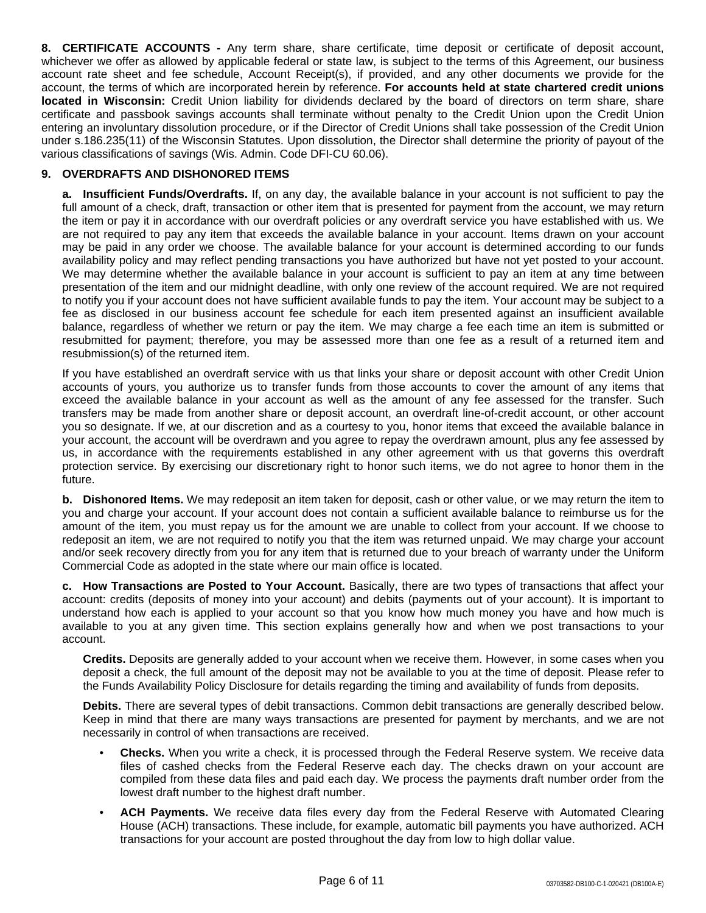**8. CERTIFICATE ACCOUNTS -** Any term share, share certificate, time deposit or certificate of deposit account, whichever we offer as allowed by applicable federal or state law, is subject to the terms of this Agreement, our business account rate sheet and fee schedule, Account Receipt(s), if provided, and any other documents we provide for the account, the terms of which are incorporated herein by reference. **For accounts held at state chartered credit unions located in Wisconsin:** Credit Union liability for dividends declared by the board of directors on term share, share certificate and passbook savings accounts shall terminate without penalty to the Credit Union upon the Credit Union entering an involuntary dissolution procedure, or if the Director of Credit Unions shall take possession of the Credit Union under s.186.235(11) of the Wisconsin Statutes. Upon dissolution, the Director shall determine the priority of payout of the various classifications of savings (Wis. Admin. Code DFI-CU 60.06).

**9. OVERDRAFTS AND DISHONORED ITEMS**

**a. Insufficient Funds/Overdrafts.** If, on any day, the available balance in your account is not sufficient to pay the full amount of a check, draft, transaction or other item that is presented for payment from the account, we may return the item or pay it in accordance with our overdraft policies or any overdraft service you have established with us. We are not required to pay any item that exceeds the available balance in your account. Items drawn on your account may be paid in any order we choose. The available balance for your account is determined according to our funds availability policy and may reflect pending transactions you have authorized but have not yet posted to your account. We may determine whether the available balance in your account is sufficient to pay an item at any time between presentation of the item and our midnight deadline, with only one review of the account required. We are not required to notify you if your account does not have sufficient available funds to pay the item. Your account may be subject to a fee as disclosed in our business account fee schedule for each item presented against an insufficient available balance, regardless of whether we return or pay the item. We may charge a fee each time an item is submitted or resubmitted for payment; therefore, you may be assessed more than one fee as a result of a returned item and resubmission(s) of the returned item.

If you have established an overdraft service with us that links your share or deposit account with other Credit Union accounts of yours, you authorize us to transfer funds from those accounts to cover the amount of any items that exceed the available balance in your account as well as the amount of any fee assessed for the transfer. Such transfers may be made from another share or deposit account, an overdraft line-of-credit account, or other account you so designate. If we, at our discretion and as a courtesy to you, honor items that exceed the available balance in your account, the account will be overdrawn and you agree to repay the overdrawn amount, plus any fee assessed by us, in accordance with the requirements established in any other agreement with us that governs this overdraft protection service. By exercising our discretionary right to honor such items, we do not agree to honor them in the future.

**b. Dishonored Items.** We may redeposit an item taken for deposit, cash or other value, or we may return the item to you and charge your account. If your account does not contain a sufficient available balance to reimburse us for the amount of the item, you must repay us for the amount we are unable to collect from your account. If we choose to redeposit an item, we are not required to notify you that the item was returned unpaid. We may charge your account and/or seek recovery directly from you for any item that is returned due to your breach of warranty under the Uniform Commercial Code as adopted in the state where our main office is located.

**c. How Transactions are Posted to Your Account.** Basically, there are two types of transactions that affect your account: credits (deposits of money into your account) and debits (payments out of your account). It is important to understand how each is applied to your account so that you know how much money you have and how much is available to you at any given time. This section explains generally how and when we post transactions to your account.

**Credits.** Deposits are generally added to your account when we receive them. However, in some cases when you deposit a check, the full amount of the deposit may not be available to you at the time of deposit. Please refer to the Funds Availability Policy Disclosure for details regarding the timing and availability of funds from deposits.

**Debits.** There are several types of debit transactions. Common debit transactions are generally described below. Keep in mind that there are many ways transactions are presented for payment by merchants, and we are not necessarily in control of when transactions are received.

- **Checks.** When you write a check, it is processed through the Federal Reserve system. We receive data files of cashed checks from the Federal Reserve each day. The checks drawn on your account are compiled from these data files and paid each day. We process the payments draft number order from the lowest draft number to the highest draft number.
- **ACH Payments.** We receive data files every day from the Federal Reserve with Automated Clearing House (ACH) transactions. These include, for example, automatic bill payments you have authorized. ACH transactions for your account are posted throughout the day from low to high dollar value.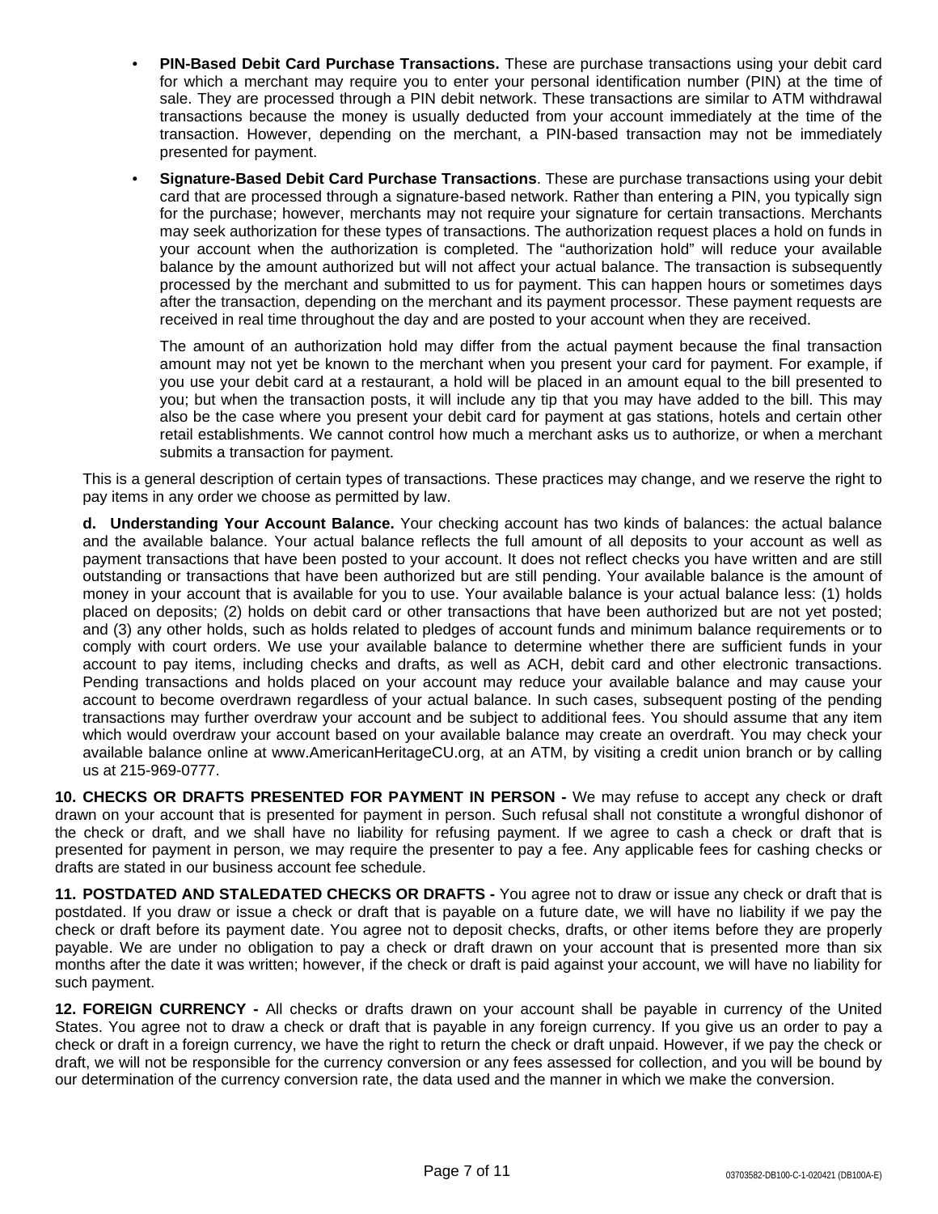- **PIN-Based Debit Card Purchase Transactions.** These are purchase transactions using your debit card for which a merchant may require you to enter your personal identification number (PIN) at the time of sale. They are processed through a PIN debit network. These transactions are similar to ATM withdrawal transactions because the money is usually deducted from your account immediately at the time of the transaction. However, depending on the merchant, a PIN-based transaction may not be immediately presented for payment.
- **Signature-Based Debit Card Purchase Transactions**. These are purchase transactions using your debit card that are processed through a signature-based network. Rather than entering a PIN, you typically sign for the purchase; however, merchants may not require your signature for certain transactions. Merchants may seek authorization for these types of transactions. The authorization request places a hold on funds in your account when the authorization is completed. The "authorization hold" will reduce your available balance by the amount authorized but will not affect your actual balance. The transaction is subsequently processed by the merchant and submitted to us for payment. This can happen hours or sometimes days after the transaction, depending on the merchant and its payment processor. These payment requests are received in real time throughout the day and are posted to your account when they are received.

  The amount of an authorization hold may differ from the actual payment because the final transaction amount may not yet be known to the merchant when you present your card for payment. For example, if you use your debit card at a restaurant, a hold will be placed in an amount equal to the bill presented to you; but when the transaction posts, it will include any tip that you may have added to the bill. This may also be the case where you present your debit card for payment at gas stations, hotels and certain other retail establishments. We cannot control how much a merchant asks us to authorize, or when a merchant submits a transaction for payment.

This is a general description of certain types of transactions. These practices may change, and we reserve the right to pay items in any order we choose as permitted by law.

**d. Understanding Your Account Balance.** Your checking account has two kinds of balances: the actual balance and the available balance. Your actual balance reflects the full amount of all deposits to your account as well as payment transactions that have been posted to your account. It does not reflect checks you have written and are still outstanding or transactions that have been authorized but are still pending. Your available balance is the amount of money in your account that is available for you to use. Your available balance is your actual balance less: (1) holds placed on deposits; (2) holds on debit card or other transactions that have been authorized but are not yet posted; and (3) any other holds, such as holds related to pledges of account funds and minimum balance requirements or to comply with court orders. We use your available balance to determine whether there are sufficient funds in your account to pay items, including checks and drafts, as well as ACH, debit card and other electronic transactions. Pending transactions and holds placed on your account may reduce your available balance and may cause your account to become overdrawn regardless of your actual balance. In such cases, subsequent posting of the pending transactions may further overdraw your account and be subject to additional fees. You should assume that any item which would overdraw your account based on your available balance may create an overdraft. You may check your available balance online at www.AmericanHeritageCU.org, at an ATM, by visiting a credit union branch or by calling us at 215-969-0777.

**10. CHECKS OR DRAFTS PRESENTED FOR PAYMENT IN PERSON -** We may refuse to accept any check or draft drawn on your account that is presented for payment in person. Such refusal shall not constitute a wrongful dishonor of the check or draft, and we shall have no liability for refusing payment. If we agree to cash a check or draft that is presented for payment in person, we may require the presenter to pay a fee. Any applicable fees for cashing checks or drafts are stated in our business account fee schedule.

**11. POSTDATED AND STALEDATED CHECKS OR DRAFTS -** You agree not to draw or issue any check or draft that is postdated. If you draw or issue a check or draft that is payable on a future date, we will have no liability if we pay the check or draft before its payment date. You agree not to deposit checks, drafts, or other items before they are properly payable. We are under no obligation to pay a check or draft drawn on your account that is presented more than six months after the date it was written; however, if the check or draft is paid against your account, we will have no liability for such payment.

**12. FOREIGN CURRENCY -** All checks or drafts drawn on your account shall be payable in currency of the United States. You agree not to draw a check or draft that is payable in any foreign currency. If you give us an order to pay a check or draft in a foreign currency, we have the right to return the check or draft unpaid. However, if we pay the check or draft, we will not be responsible for the currency conversion or any fees assessed for collection, and you will be bound by our determination of the currency conversion rate, the data used and the manner in which we make the conversion.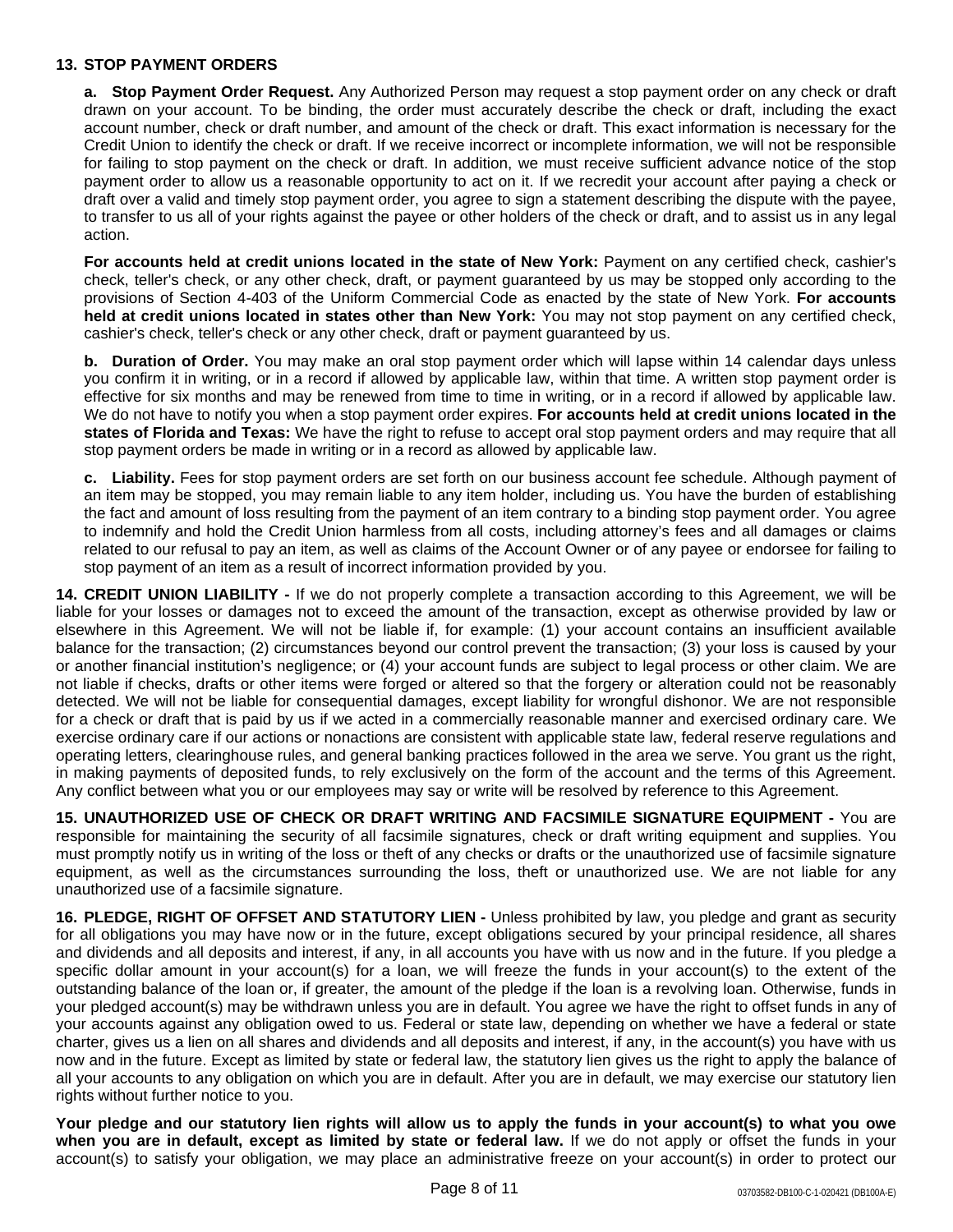**13. STOP PAYMENT ORDERS**

**a. Stop Payment Order Request.** Any Authorized Person may request a stop payment order on any check or draft drawn on your account. To be binding, the order must accurately describe the check or draft, including the exact account number, check or draft number, and amount of the check or draft. This exact information is necessary for the Credit Union to identify the check or draft. If we receive incorrect or incomplete information, we will not be responsible for failing to stop payment on the check or draft. In addition, we must receive sufficient advance notice of the stop payment order to allow us a reasonable opportunity to act on it. If we recredit your account after paying a check or draft over a valid and timely stop payment order, you agree to sign a statement describing the dispute with the payee, to transfer to us all of your rights against the payee or other holders of the check or draft, and to assist us in any legal action.

**For accounts held at credit unions located in the state of New York:** Payment on any certified check, cashier's check, teller's check, or any other check, draft, or payment guaranteed by us may be stopped only according to the provisions of Section 4-403 of the Uniform Commercial Code as enacted by the state of New York. **For accounts held at credit unions located in states other than New York:** You may not stop payment on any certified check, cashier's check, teller's check or any other check, draft or payment guaranteed by us.

**b. Duration of Order.** You may make an oral stop payment order which will lapse within 14 calendar days unless you confirm it in writing, or in a record if allowed by applicable law, within that time. A written stop payment order is effective for six months and may be renewed from time to time in writing, or in a record if allowed by applicable law. We do not have to notify you when a stop payment order expires. **For accounts held at credit unions located in the states of Florida and Texas:** We have the right to refuse to accept oral stop payment orders and may require that all stop payment orders be made in writing or in a record as allowed by applicable law.

**c. Liability.** Fees for stop payment orders are set forth on our business account fee schedule. Although payment of an item may be stopped, you may remain liable to any item holder, including us. You have the burden of establishing the fact and amount of loss resulting from the payment of an item contrary to a binding stop payment order. You agree to indemnify and hold the Credit Union harmless from all costs, including attorney's fees and all damages or claims related to our refusal to pay an item, as well as claims of the Account Owner or of any payee or endorsee for failing to stop payment of an item as a result of incorrect information provided by you.

**14. CREDIT UNION LIABILITY -** If we do not properly complete a transaction according to this Agreement, we will be liable for your losses or damages not to exceed the amount of the transaction, except as otherwise provided by law or elsewhere in this Agreement. We will not be liable if, for example: (1) your account contains an insufficient available balance for the transaction; (2) circumstances beyond our control prevent the transaction; (3) your loss is caused by your or another financial institution's negligence; or (4) your account funds are subject to legal process or other claim. We are not liable if checks, drafts or other items were forged or altered so that the forgery or alteration could not be reasonably detected. We will not be liable for consequential damages, except liability for wrongful dishonor. We are not responsible for a check or draft that is paid by us if we acted in a commercially reasonable manner and exercised ordinary care. We exercise ordinary care if our actions or nonactions are consistent with applicable state law, federal reserve regulations and operating letters, clearinghouse rules, and general banking practices followed in the area we serve. You grant us the right, in making payments of deposited funds, to rely exclusively on the form of the account and the terms of this Agreement. Any conflict between what you or our employees may say or write will be resolved by reference to this Agreement.

**15. UNAUTHORIZED USE OF CHECK OR DRAFT WRITING AND FACSIMILE SIGNATURE EQUIPMENT -** You are responsible for maintaining the security of all facsimile signatures, check or draft writing equipment and supplies. You must promptly notify us in writing of the loss or theft of any checks or drafts or the unauthorized use of facsimile signature equipment, as well as the circumstances surrounding the loss, theft or unauthorized use. We are not liable for any unauthorized use of a facsimile signature.

**16. PLEDGE, RIGHT OF OFFSET AND STATUTORY LIEN -** Unless prohibited by law, you pledge and grant as security for all obligations you may have now or in the future, except obligations secured by your principal residence, all shares and dividends and all deposits and interest, if any, in all accounts you have with us now and in the future. If you pledge a specific dollar amount in your account(s) for a loan, we will freeze the funds in your account(s) to the extent of the outstanding balance of the loan or, if greater, the amount of the pledge if the loan is a revolving loan. Otherwise, funds in your pledged account(s) may be withdrawn unless you are in default. You agree we have the right to offset funds in any of your accounts against any obligation owed to us. Federal or state law, depending on whether we have a federal or state charter, gives us a lien on all shares and dividends and all deposits and interest, if any, in the account(s) you have with us now and in the future. Except as limited by state or federal law, the statutory lien gives us the right to apply the balance of all your accounts to any obligation on which you are in default. After you are in default, we may exercise our statutory lien rights without further notice to you.

**Your pledge and our statutory lien rights will allow us to apply the funds in your account(s) to what you owe when you are in default, except as limited by state or federal law.** If we do not apply or offset the funds in your account(s) to satisfy your obligation, we may place an administrative freeze on your account(s) in order to protect our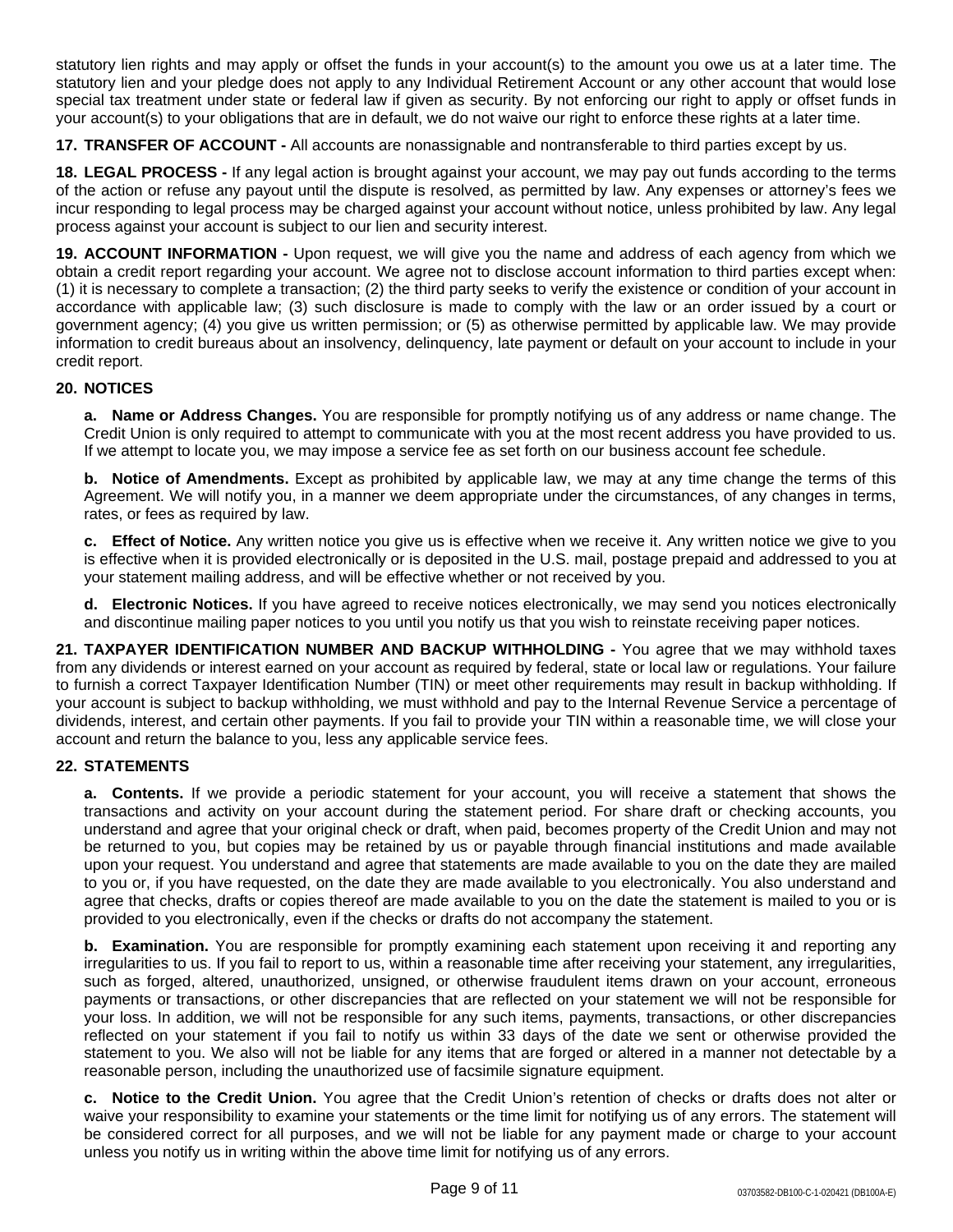statutory lien rights and may apply or offset the funds in your account(s) to the amount you owe us at a later time. The statutory lien and your pledge does not apply to any Individual Retirement Account or any other account that would lose special tax treatment under state or federal law if given as security. By not enforcing our right to apply or offset funds in your account(s) to your obligations that are in default, we do not waive our right to enforce these rights at a later time.

**17. TRANSFER OF ACCOUNT -** All accounts are nonassignable and nontransferable to third parties except by us.

**18. LEGAL PROCESS -** If any legal action is brought against your account, we may pay out funds according to the terms of the action or refuse any payout until the dispute is resolved, as permitted by law. Any expenses or attorney's fees we incur responding to legal process may be charged against your account without notice, unless prohibited by law. Any legal process against your account is subject to our lien and security interest.

**19. ACCOUNT INFORMATION -** Upon request, we will give you the name and address of each agency from which we obtain a credit report regarding your account. We agree not to disclose account information to third parties except when: (1) it is necessary to complete a transaction; (2) the third party seeks to verify the existence or condition of your account in accordance with applicable law; (3) such disclosure is made to comply with the law or an order issued by a court or government agency; (4) you give us written permission; or (5) as otherwise permitted by applicable law. We may provide information to credit bureaus about an insolvency, delinquency, late payment or default on your account to include in your credit report.

**20. NOTICES**

**a. Name or Address Changes.** You are responsible for promptly notifying us of any address or name change. The Credit Union is only required to attempt to communicate with you at the most recent address you have provided to us. If we attempt to locate you, we may impose a service fee as set forth on our business account fee schedule.

**b. Notice of Amendments.** Except as prohibited by applicable law, we may at any time change the terms of this Agreement. We will notify you, in a manner we deem appropriate under the circumstances, of any changes in terms, rates, or fees as required by law.

**c. Effect of Notice.** Any written notice you give us is effective when we receive it. Any written notice we give to you is effective when it is provided electronically or is deposited in the U.S. mail, postage prepaid and addressed to you at your statement mailing address, and will be effective whether or not received by you.

**d. Electronic Notices.** If you have agreed to receive notices electronically, we may send you notices electronically and discontinue mailing paper notices to you until you notify us that you wish to reinstate receiving paper notices.

**21. TAXPAYER IDENTIFICATION NUMBER AND BACKUP WITHHOLDING -** You agree that we may withhold taxes from any dividends or interest earned on your account as required by federal, state or local law or regulations. Your failure to furnish a correct Taxpayer Identification Number (TIN) or meet other requirements may result in backup withholding. If your account is subject to backup withholding, we must withhold and pay to the Internal Revenue Service a percentage of dividends, interest, and certain other payments. If you fail to provide your TIN within a reasonable time, we will close your account and return the balance to you, less any applicable service fees.

**22. STATEMENTS**

**a. Contents.** If we provide a periodic statement for your account, you will receive a statement that shows the transactions and activity on your account during the statement period. For share draft or checking accounts, you understand and agree that your original check or draft, when paid, becomes property of the Credit Union and may not be returned to you, but copies may be retained by us or payable through financial institutions and made available upon your request. You understand and agree that statements are made available to you on the date they are mailed to you or, if you have requested, on the date they are made available to you electronically. You also understand and agree that checks, drafts or copies thereof are made available to you on the date the statement is mailed to you or is provided to you electronically, even if the checks or drafts do not accompany the statement.

**b. Examination.** You are responsible for promptly examining each statement upon receiving it and reporting any irregularities to us. If you fail to report to us, within a reasonable time after receiving your statement, any irregularities, such as forged, altered, unauthorized, unsigned, or otherwise fraudulent items drawn on your account, erroneous payments or transactions, or other discrepancies that are reflected on your statement we will not be responsible for your loss. In addition, we will not be responsible for any such items, payments, transactions, or other discrepancies reflected on your statement if you fail to notify us within 33 days of the date we sent or otherwise provided the statement to you. We also will not be liable for any items that are forged or altered in a manner not detectable by a reasonable person, including the unauthorized use of facsimile signature equipment.

**c. Notice to the Credit Union.** You agree that the Credit Union's retention of checks or drafts does not alter or waive your responsibility to examine your statements or the time limit for notifying us of any errors. The statement will be considered correct for all purposes, and we will not be liable for any payment made or charge to your account unless you notify us in writing within the above time limit for notifying us of any errors.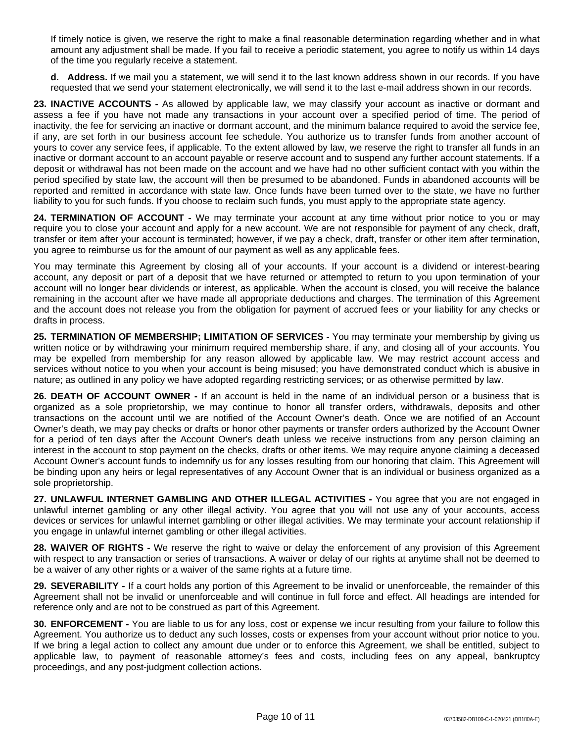If timely notice is given, we reserve the right to make a final reasonable determination regarding whether and in what amount any adjustment shall be made. If you fail to receive a periodic statement, you agree to notify us within 14 days of the time you regularly receive a statement.

**d. Address.** If we mail you a statement, we will send it to the last known address shown in our records. If you have requested that we send your statement electronically, we will send it to the last e-mail address shown in our records.

**23. INACTIVE ACCOUNTS -** As allowed by applicable law, we may classify your account as inactive or dormant and assess a fee if you have not made any transactions in your account over a specified period of time. The period of inactivity, the fee for servicing an inactive or dormant account, and the minimum balance required to avoid the service fee, if any, are set forth in our business account fee schedule. You authorize us to transfer funds from another account of yours to cover any service fees, if applicable. To the extent allowed by law, we reserve the right to transfer all funds in an inactive or dormant account to an account payable or reserve account and to suspend any further account statements. If a deposit or withdrawal has not been made on the account and we have had no other sufficient contact with you within the period specified by state law, the account will then be presumed to be abandoned. Funds in abandoned accounts will be reported and remitted in accordance with state law. Once funds have been turned over to the state, we have no further liability to you for such funds. If you choose to reclaim such funds, you must apply to the appropriate state agency.

**24. TERMINATION OF ACCOUNT -** We may terminate your account at any time without prior notice to you or may require you to close your account and apply for a new account. We are not responsible for payment of any check, draft, transfer or item after your account is terminated; however, if we pay a check, draft, transfer or other item after termination, you agree to reimburse us for the amount of our payment as well as any applicable fees.

You may terminate this Agreement by closing all of your accounts. If your account is a dividend or interest-bearing account, any deposit or part of a deposit that we have returned or attempted to return to you upon termination of your account will no longer bear dividends or interest, as applicable. When the account is closed, you will receive the balance remaining in the account after we have made all appropriate deductions and charges. The termination of this Agreement and the account does not release you from the obligation for payment of accrued fees or your liability for any checks or drafts in process.

**25. TERMINATION OF MEMBERSHIP; LIMITATION OF SERVICES -** You may terminate your membership by giving us written notice or by withdrawing your minimum required membership share, if any, and closing all of your accounts. You may be expelled from membership for any reason allowed by applicable law. We may restrict account access and services without notice to you when your account is being misused; you have demonstrated conduct which is abusive in nature; as outlined in any policy we have adopted regarding restricting services; or as otherwise permitted by law.

**26. DEATH OF ACCOUNT OWNER -** If an account is held in the name of an individual person or a business that is organized as a sole proprietorship, we may continue to honor all transfer orders, withdrawals, deposits and other transactions on the account until we are notified of the Account Owner's death. Once we are notified of an Account Owner's death, we may pay checks or drafts or honor other payments or transfer orders authorized by the Account Owner for a period of ten days after the Account Owner's death unless we receive instructions from any person claiming an interest in the account to stop payment on the checks, drafts or other items. We may require anyone claiming a deceased Account Owner's account funds to indemnify us for any losses resulting from our honoring that claim. This Agreement will be binding upon any heirs or legal representatives of any Account Owner that is an individual or business organized as a sole proprietorship.

**27. UNLAWFUL INTERNET GAMBLING AND OTHER ILLEGAL ACTIVITIES -** You agree that you are not engaged in unlawful internet gambling or any other illegal activity. You agree that you will not use any of your accounts, access devices or services for unlawful internet gambling or other illegal activities. We may terminate your account relationship if you engage in unlawful internet gambling or other illegal activities.

**28. WAIVER OF RIGHTS -** We reserve the right to waive or delay the enforcement of any provision of this Agreement with respect to any transaction or series of transactions. A waiver or delay of our rights at anytime shall not be deemed to be a waiver of any other rights or a waiver of the same rights at a future time.

**29. SEVERABILITY -** If a court holds any portion of this Agreement to be invalid or unenforceable, the remainder of this Agreement shall not be invalid or unenforceable and will continue in full force and effect. All headings are intended for reference only and are not to be construed as part of this Agreement.

**30. ENFORCEMENT -** You are liable to us for any loss, cost or expense we incur resulting from your failure to follow this Agreement. You authorize us to deduct any such losses, costs or expenses from your account without prior notice to you. If we bring a legal action to collect any amount due under or to enforce this Agreement, we shall be entitled, subject to applicable law, to payment of reasonable attorney's fees and costs, including fees on any appeal, bankruptcy proceedings, and any post-judgment collection actions.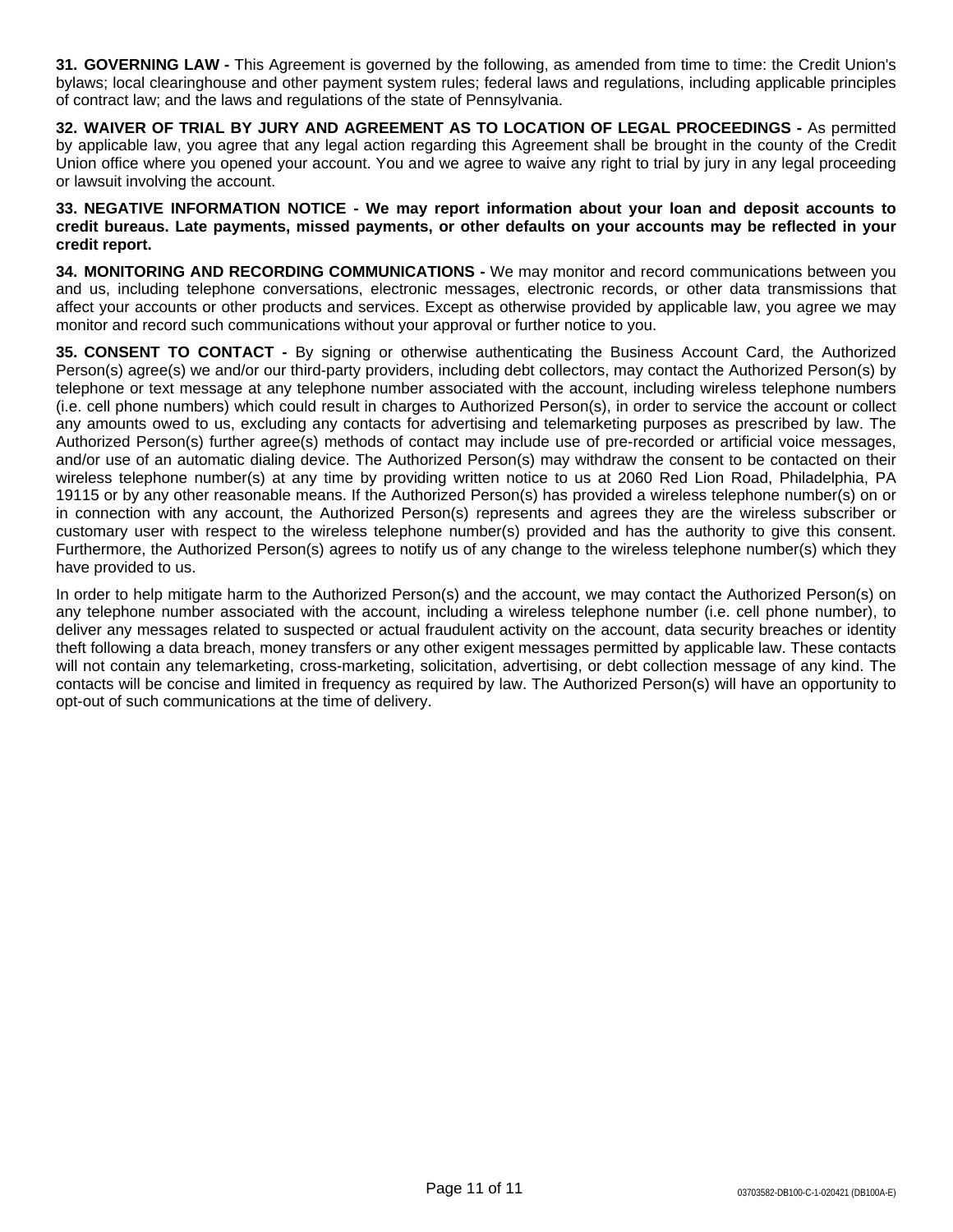**31. GOVERNING LAW -** This Agreement is governed by the following, as amended from time to time: the Credit Union's bylaws; local clearinghouse and other payment system rules; federal laws and regulations, including applicable principles of contract law; and the laws and regulations of the state of Pennsylvania.

**32. WAIVER OF TRIAL BY JURY AND AGREEMENT AS TO LOCATION OF LEGAL PROCEEDINGS -** As permitted by applicable law, you agree that any legal action regarding this Agreement shall be brought in the county of the Credit Union office where you opened your account. You and we agree to waive any right to trial by jury in any legal proceeding or lawsuit involving the account.

**33. NEGATIVE INFORMATION NOTICE - We may report information about your loan and deposit accounts to credit bureaus. Late payments, missed payments, or other defaults on your accounts may be reflected in your credit report.**

**34. MONITORING AND RECORDING COMMUNICATIONS -** We may monitor and record communications between you and us, including telephone conversations, electronic messages, electronic records, or other data transmissions that affect your accounts or other products and services. Except as otherwise provided by applicable law, you agree we may monitor and record such communications without your approval or further notice to you.

**35. CONSENT TO CONTACT -** By signing or otherwise authenticating the Business Account Card, the Authorized Person(s) agree(s) we and/or our third-party providers, including debt collectors, may contact the Authorized Person(s) by telephone or text message at any telephone number associated with the account, including wireless telephone numbers (i.e. cell phone numbers) which could result in charges to Authorized Person(s), in order to service the account or collect any amounts owed to us, excluding any contacts for advertising and telemarketing purposes as prescribed by law. The Authorized Person(s) further agree(s) methods of contact may include use of pre-recorded or artificial voice messages, and/or use of an automatic dialing device. The Authorized Person(s) may withdraw the consent to be contacted on their wireless telephone number(s) at any time by providing written notice to us at 2060 Red Lion Road, Philadelphia, PA 19115 or by any other reasonable means. If the Authorized Person(s) has provided a wireless telephone number(s) on or in connection with any account, the Authorized Person(s) represents and agrees they are the wireless subscriber or customary user with respect to the wireless telephone number(s) provided and has the authority to give this consent. Furthermore, the Authorized Person(s) agrees to notify us of any change to the wireless telephone number(s) which they have provided to us.

In order to help mitigate harm to the Authorized Person(s) and the account, we may contact the Authorized Person(s) on any telephone number associated with the account, including a wireless telephone number (i.e. cell phone number), to deliver any messages related to suspected or actual fraudulent activity on the account, data security breaches or identity theft following a data breach, money transfers or any other exigent messages permitted by applicable law. These contacts will not contain any telemarketing, cross-marketing, solicitation, advertising, or debt collection message of any kind. The contacts will be concise and limited in frequency as required by law. The Authorized Person(s) will have an opportunity to opt-out of such communications at the time of delivery.